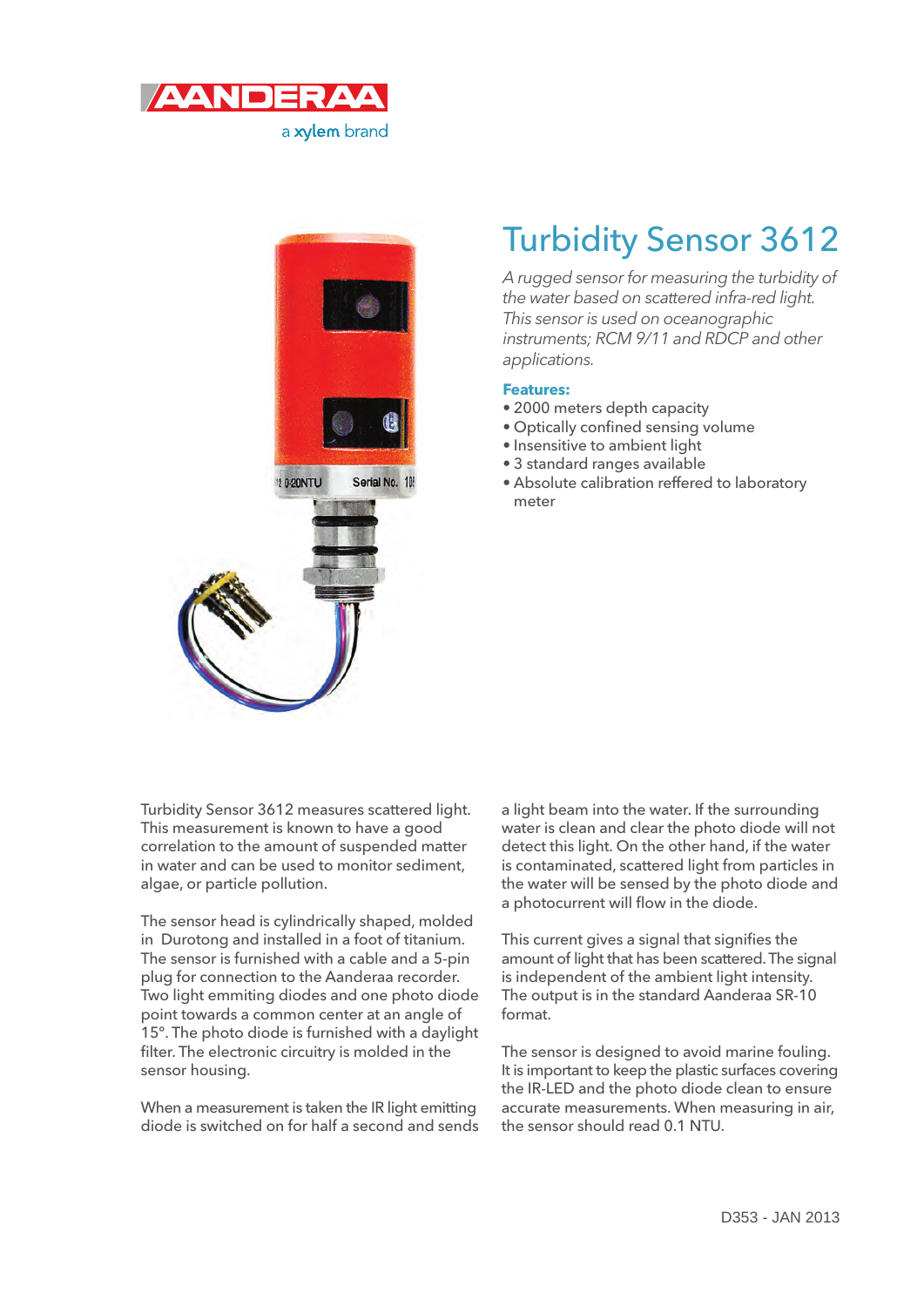AANDERAA

a xylem brand

# Turbidity Sensor 3612

*A rugged sensor for measuring the turbidity of the water based on scattered infra-red light. This sensor is used on oceanographic instruments; RCM 9/11 and RDCP and other applications.*

**Features:**

- 2000 meters depth capacity
- Optically confined sensing volume
- Insensitive to ambient light
- 3 standard ranges available
- Absolute calibration reffered to laboratory meter

Turbidity Sensor 3612 measures scattered light. This measurement is known to have a good correlation to the amount of suspended matter in water and can be used to monitor sediment, algae, or particle pollution.

The sensor head is cylindrically shaped, molded in Durotong and installed in a foot of titanium. The sensor is furnished with a cable and a 5-pin plug for connection to the Aanderaa recorder. Two light emmiting diodes and one photo diode point towards a common center at an angle of 15°. The photo diode is furnished with a daylight filter. The electronic circuitry is molded in the sensor housing.

When a measurement is taken the IR light emitting diode is switched on for half a second and sends a light beam into the water. If the surrounding water is clean and clear the photo diode will not detect this light. On the other hand, if the water is contaminated, scattered light from particles in the water will be sensed by the photo diode and a photocurrent will flow in the diode.

This current gives a signal that signifies the amount of light that has been scattered. The signal is independent of the ambient light intensity. The output is in the standard Aanderaa SR-10 format.

The sensor is designed to avoid marine fouling. It is important to keep the plastic surfaces covering the IR-LED and the photo diode clean to ensure accurate measurements. When measuring in air, the sensor should read 0.1 NTU.

D353 - JAN 2013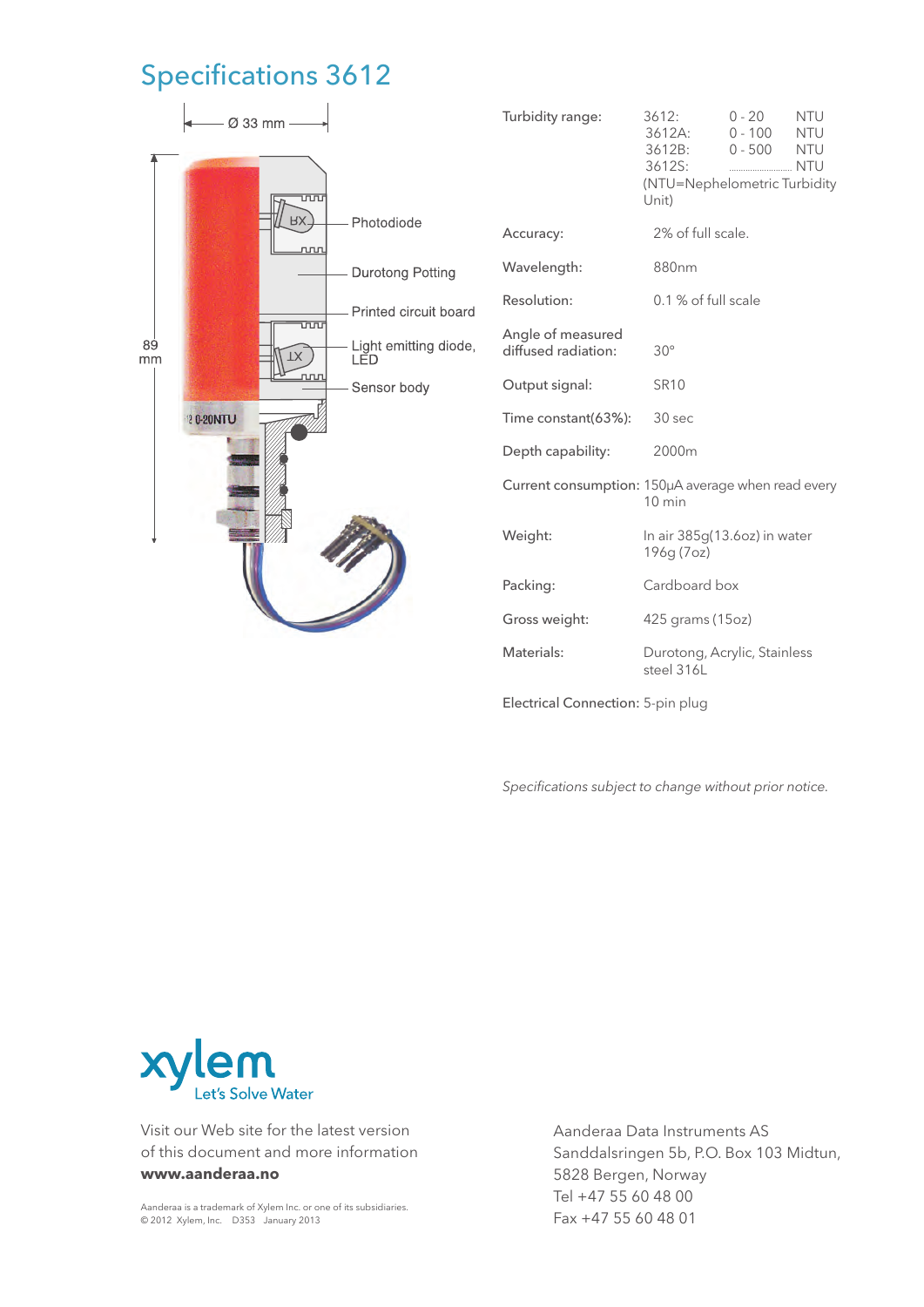# Specifications 3612

Ø 33 mm

89 mm

Photodiode

Durotong Potting

Printed circuit board

Light emitting diode, LED

Sensor body

0-20NTU

| | |
|---|---|
| Turbidity range: | 3612: 0 - 20 NTU<br>3612A: 0 - 100 NTU<br>3612B: 0 - 500 NTU<br>3612S: ............ NTU<br>(NTU=Nephelometric Turbidity Unit) |
| Accuracy: | 2% of full scale. |
| Wavelength: | 880nm |
| Resolution: | 0.1 % of full scale |
| Angle of measured diffused radiation: | 30° |
| Output signal: | SR10 |
| Time constant(63%): | 30 sec |
| Depth capability: | 2000m |
| Current consumption: | 150μA average when read every 10 min |
| Weight: | In air 385g(13.6oz) in water 196g (7oz) |
| Packing: | Cardboard box |
| Gross weight: | 425 grams (15oz) |
| Materials: | Durotong, Acrylic, Stainless steel 316L |
| Electrical Connection: | 5-pin plug |

*Specifications subject to change without prior notice.*

xylem
Let's Solve Water

Visit our Web site for the latest version of this document and more information
**www.aanderaa.no**

Aanderaa is a trademark of Xylem Inc. or one of its subsidiaries.
© 2012 Xylem, Inc. D353 January 2013

Aanderaa Data Instruments AS
Sanddalsringen 5b, P.O. Box 103 Midtun,
5828 Bergen, Norway
Tel +47 55 60 48 00
Fax +47 55 60 48 01